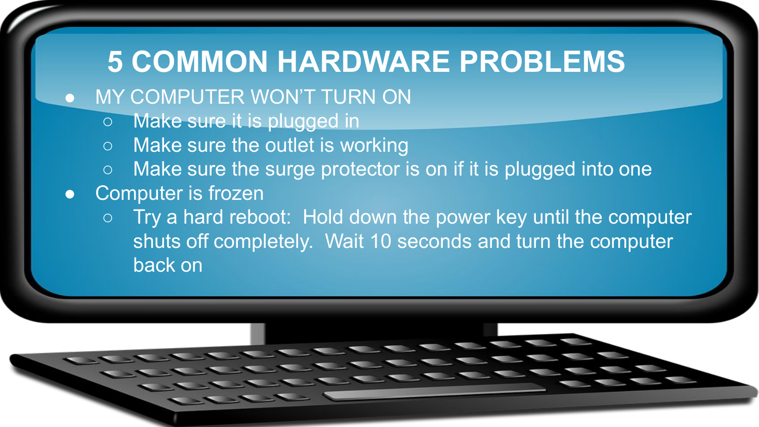# 5 COMMON HARDWARE PROBLEMS

- MY COMPUTER WON'T TURN ON
  - Make sure it is plugged in
  - Make sure the outlet is working
  - Make sure the surge protector is on if it is plugged into one
- Computer is frozen
  - Try a hard reboot:  Hold down the power key until the computer shuts off completely.  Wait 10 seconds and turn the computer back on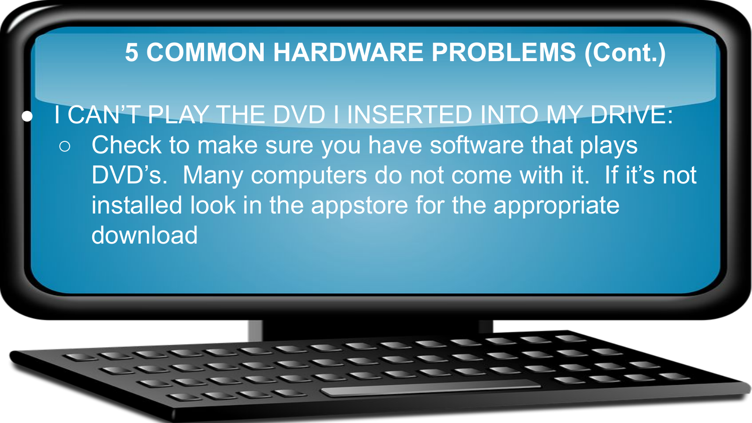# 5 COMMON HARDWARE PROBLEMS (Cont.)

- I CAN'T PLAY THE DVD I INSERTED INTO MY DRIVE:
  - Check to make sure you have software that plays DVD's. Many computers do not come with it. If it's not installed look in the appstore for the appropriate download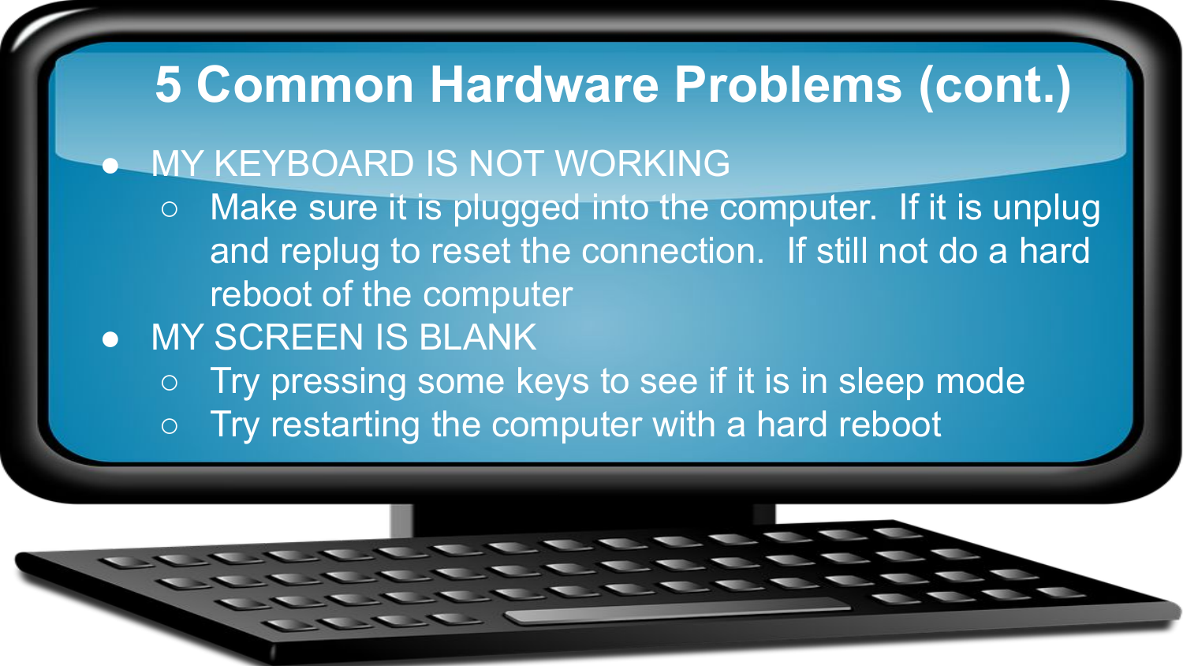# 5 Common Hardware Problems (cont.)

- MY KEYBOARD IS NOT WORKING
  - Make sure it is plugged into the computer. If it is unplug and replug to reset the connection. If still not do a hard reboot of the computer
- MY SCREEN IS BLANK
  - Try pressing some keys to see if it is in sleep mode
  - Try restarting the computer with a hard reboot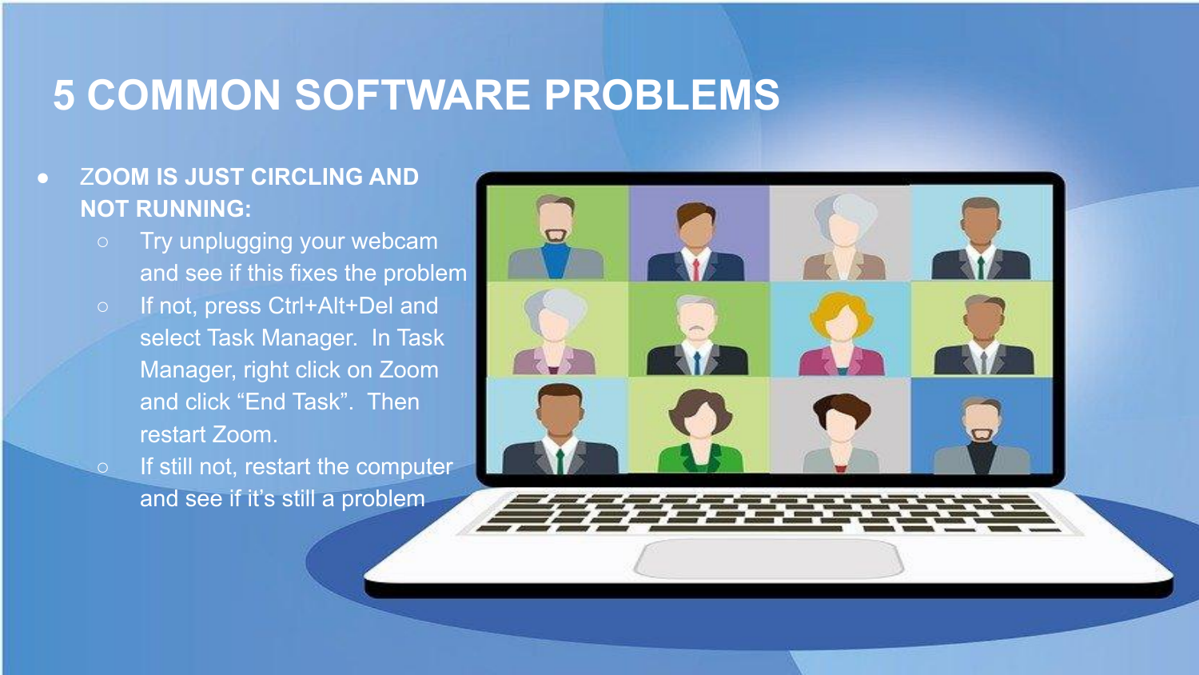# 5 COMMON SOFTWARE PROBLEMS

- **ZOOM IS JUST CIRCLING AND NOT RUNNING:**
  - Try unplugging your webcam and see if this fixes the problem
  - If not, press Ctrl+Alt+Del and select Task Manager. In Task Manager, right click on Zoom and click “End Task”. Then restart Zoom.
  - If still not, restart the computer and see if it’s still a problem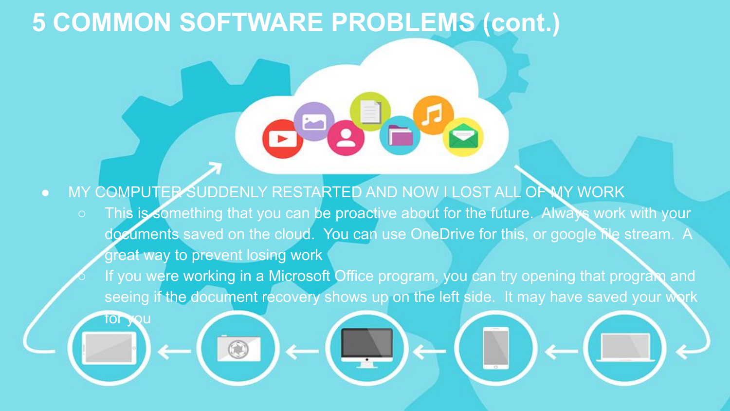# 5 COMMON SOFTWARE PROBLEMS (cont.)

- MY COMPUTER SUDDENLY RESTARTED AND NOW I LOST ALL OF MY WORK
  - This is something that you can be proactive about for the future. Always work with your documents saved on the cloud. You can use OneDrive for this, or google file stream. A great way to prevent losing work
  - If you were working in a Microsoft Office program, you can try opening that program and seeing if the document recovery shows up on the left side. It may have saved your work for you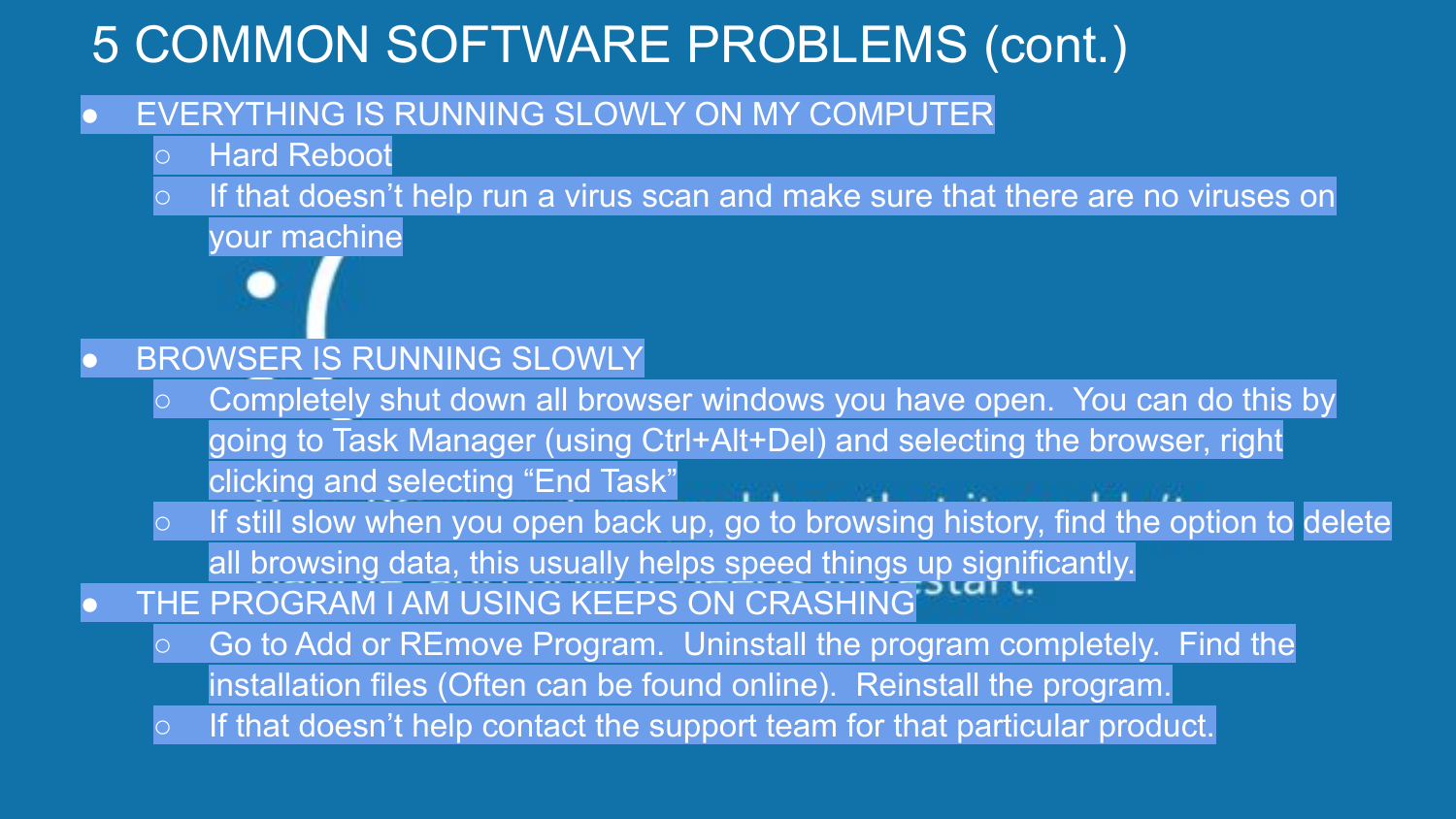# 5 COMMON SOFTWARE PROBLEMS (cont.)

- EVERYTHING IS RUNNING SLOWLY ON MY COMPUTER
  - Hard Reboot
  - If that doesn't help run a virus scan and make sure that there are no viruses on your machine
- BROWSER IS RUNNING SLOWLY
  - Completely shut down all browser windows you have open. You can do this by going to Task Manager (using Ctrl+Alt+Del) and selecting the browser, right clicking and selecting "End Task"
  - If still slow when you open back up, go to browsing history, find the option to delete all browsing data, this usually helps speed things up significantly.
- THE PROGRAM I AM USING KEEPS ON CRASHING
  - Go to Add or REmove Program. Uninstall the program completely. Find the installation files (Often can be found online). Reinstall the program.
  - If that doesn't help contact the support team for that particular product.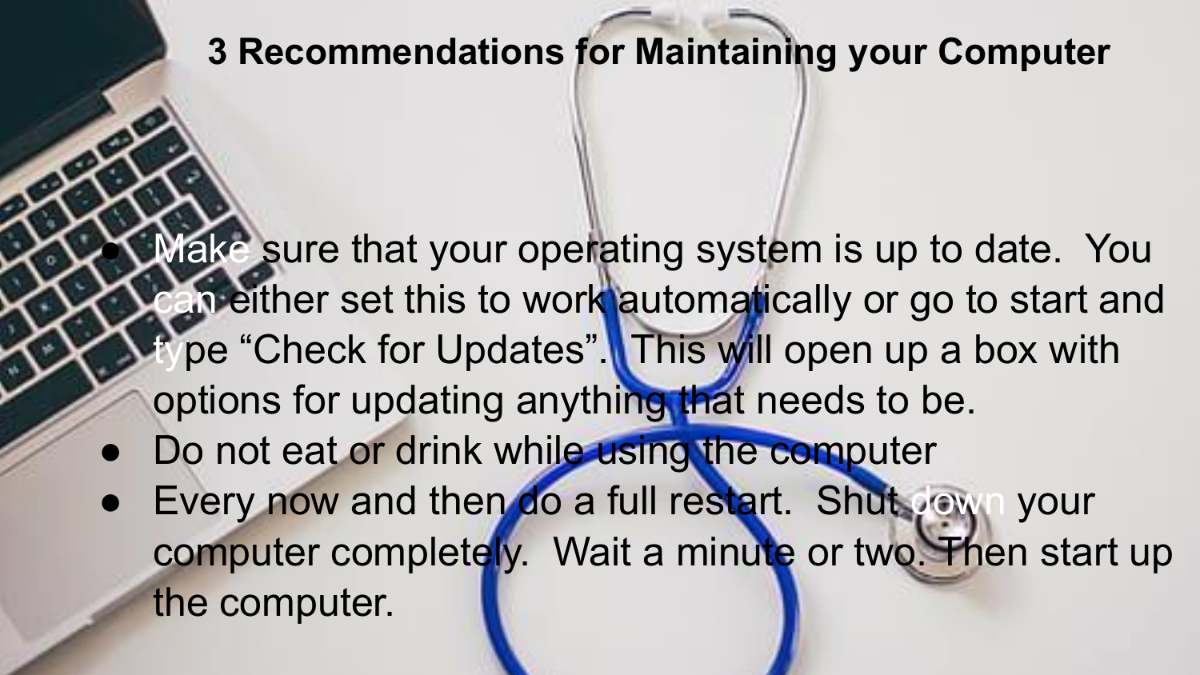# 3 Recommendations for Maintaining your Computer

- Make sure that your operating system is up to date. You can either set this to work automatically or go to start and type “Check for Updates”. This will open up a box with options for updating anything that needs to be.
- Do not eat or drink while using the computer
- Every now and then do a full restart. Shut down your computer completely. Wait a minute or two. Then start up the computer.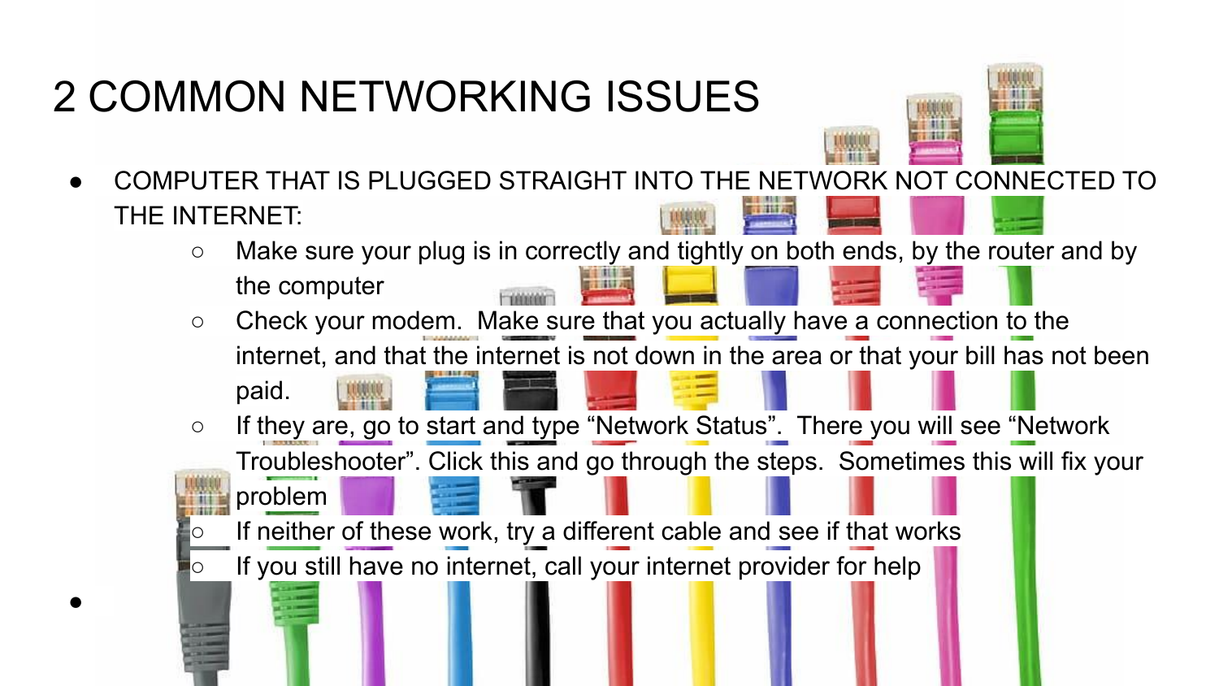# 2 COMMON NETWORKING ISSUES

- COMPUTER THAT IS PLUGGED STRAIGHT INTO THE NETWORK NOT CONNECTED TO THE INTERNET:
  - Make sure your plug is in correctly and tightly on both ends, by the router and by the computer
  - Check your modem. Make sure that you actually have a connection to the internet, and that the internet is not down in the area or that your bill has not been paid.
  - If they are, go to start and type “Network Status”. There you will see “Network Troubleshooter”. Click this and go through the steps. Sometimes this will fix your problem
  - If neither of these work, try a different cable and see if that works
  - If you still have no internet, call your internet provider for help
-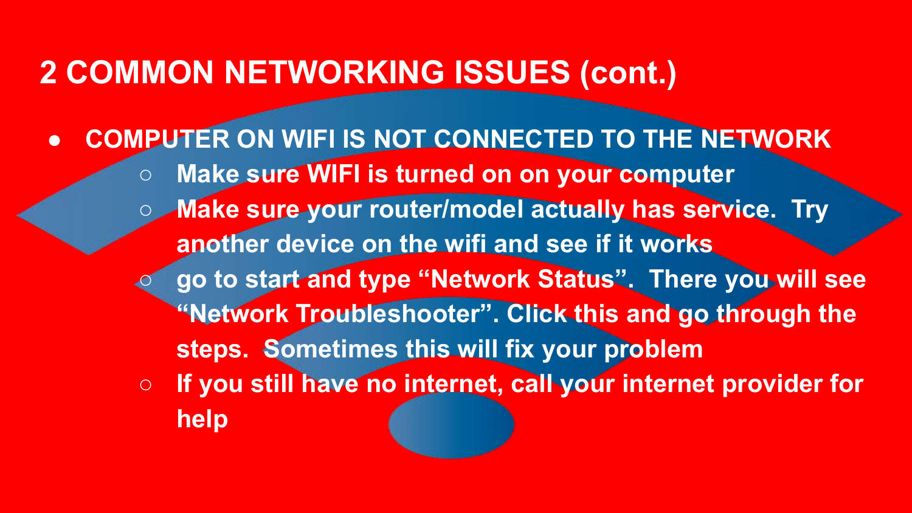# 2 COMMON NETWORKING ISSUES (cont.)

- **COMPUTER ON WIFI IS NOT CONNECTED TO THE NETWORK**
  - **Make sure WIFI is turned on on your computer**
  - **Make sure your router/model actually has service. Try another device on the wifi and see if it works**
  - **go to start and type "Network Status". There you will see "Network Troubleshooter". Click this and go through the steps. Sometimes this will fix your problem**
  - **If you still have no internet, call your internet provider for help**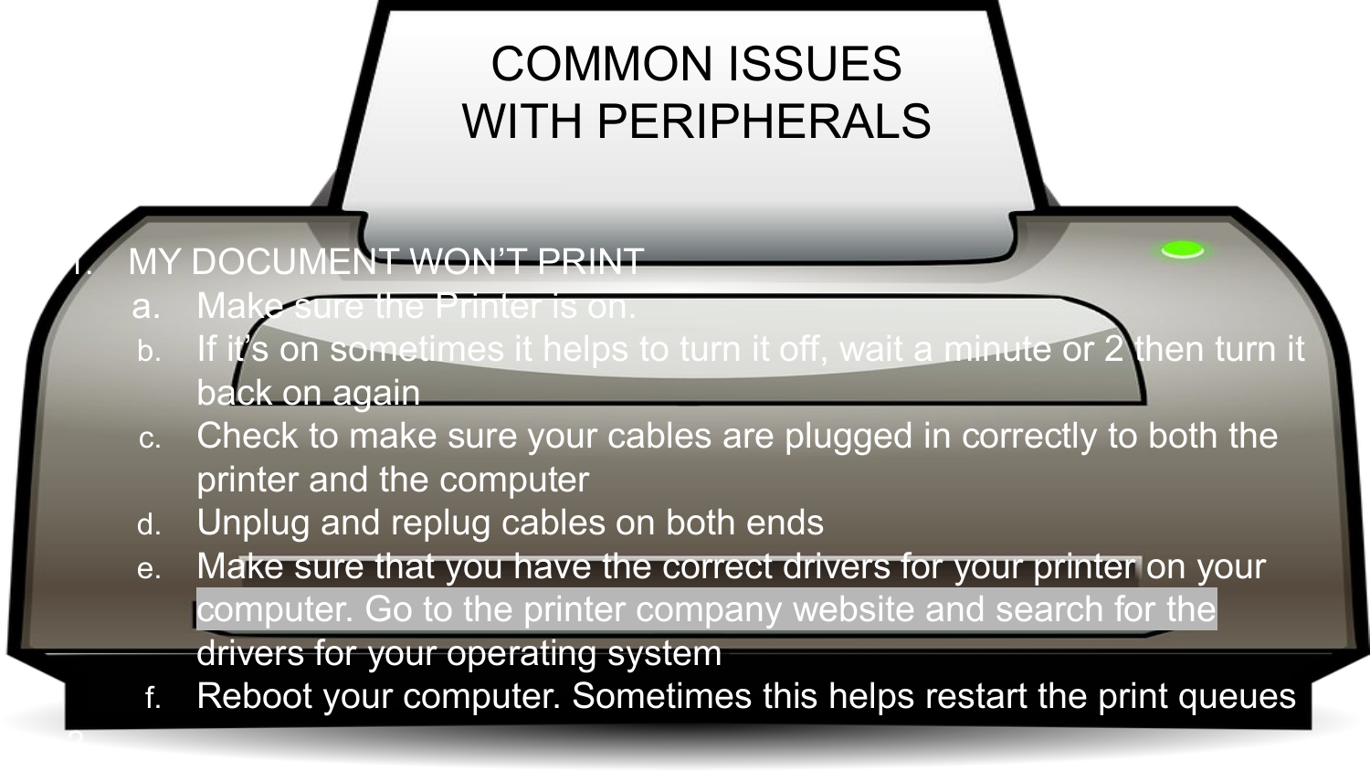# COMMON ISSUES WITH PERIPHERALS

1. MY DOCUMENT WON'T PRINT
    a. Make sure the Printer is on.
    b. If it's on sometimes it helps to turn it off, wait a minute or 2 then turn it back on again
    c. Check to make sure your cables are plugged in correctly to both the printer and the computer
    d. Unplug and replug cables on both ends
    e. Make sure that you have the correct drivers for your printer on your computer. Go to the printer company website and search for the drivers for your operating system
    f. Reboot your computer. Sometimes this helps restart the print queues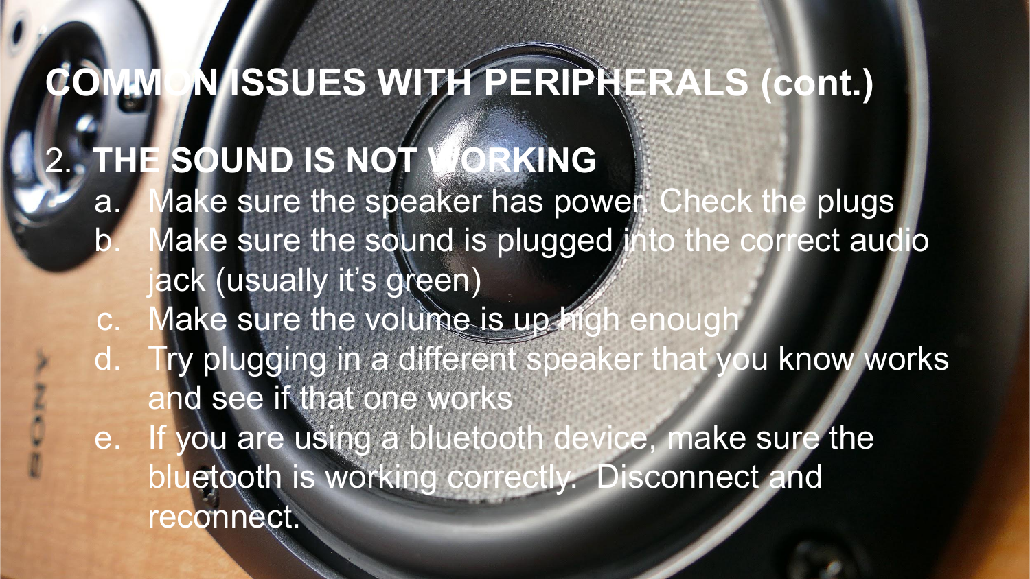# COMMON ISSUES WITH PERIPHERALS (cont.)

2. **THE SOUND IS NOT WORKING**
    a. Make sure the speaker has power. Check the plugs
    b. Make sure the sound is plugged into the correct audio jack (usually it's green)
    c. Make sure the volume is up high enough
    d. Try plugging in a different speaker that you know works and see if that one works
    e. If you are using a bluetooth device, make sure the bluetooth is working correctly. Disconnect and reconnect.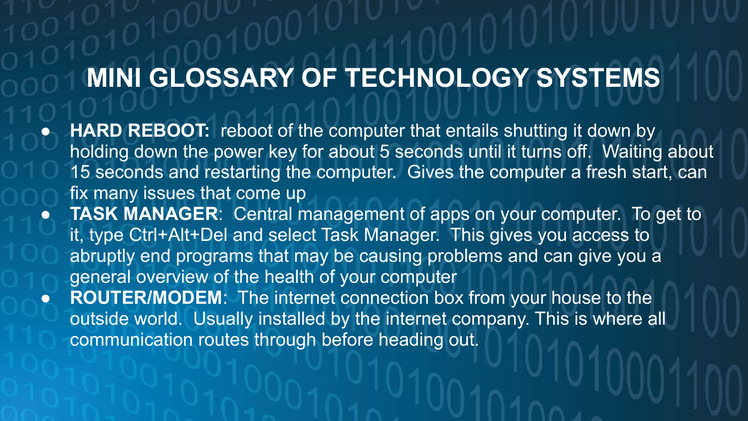# MINI GLOSSARY OF TECHNOLOGY SYSTEMS

- **HARD REBOOT:** reboot of the computer that entails shutting it down by holding down the power key for about 5 seconds until it turns off. Waiting about 15 seconds and restarting the computer. Gives the computer a fresh start, can fix many issues that come up
- **TASK MANAGER**: Central management of apps on your computer. To get to it, type Ctrl+Alt+Del and select Task Manager. This gives you access to abruptly end programs that may be causing problems and can give you a general overview of the health of your computer
- **ROUTER/MODEM**: The internet connection box from your house to the outside world. Usually installed by the internet company. This is where all communication routes through before heading out.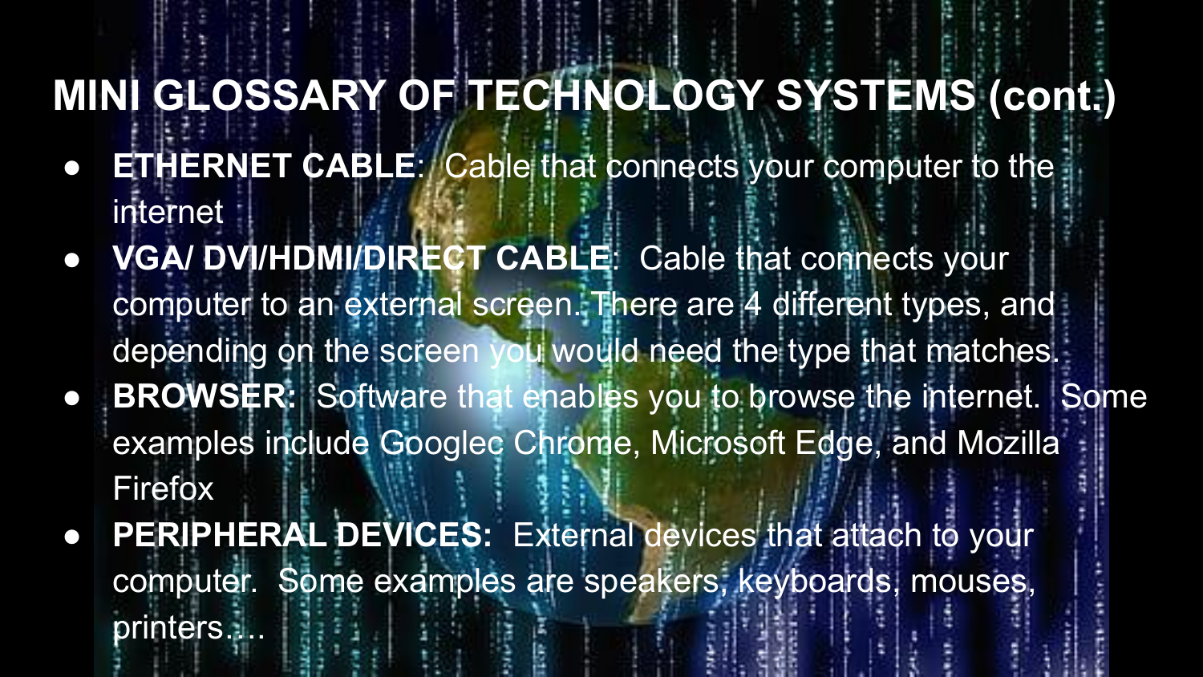# MINI GLOSSARY OF TECHNOLOGY SYSTEMS (cont.)

- **ETHERNET CABLE**: Cable that connects your computer to the internet
- **VGA/ DVI/HDMI/DIRECT CABLE**: Cable that connects your computer to an external screen. There are 4 different types, and depending on the screen you would need the type that matches.
- **BROWSER:** Software that enables you to browse the internet. Some examples include Googlec Chrome, Microsoft Edge, and Mozilla Firefox
- **PERIPHERAL DEVICES:** External devices that attach to your computer. Some examples are speakers, keyboards, mouses, printers….